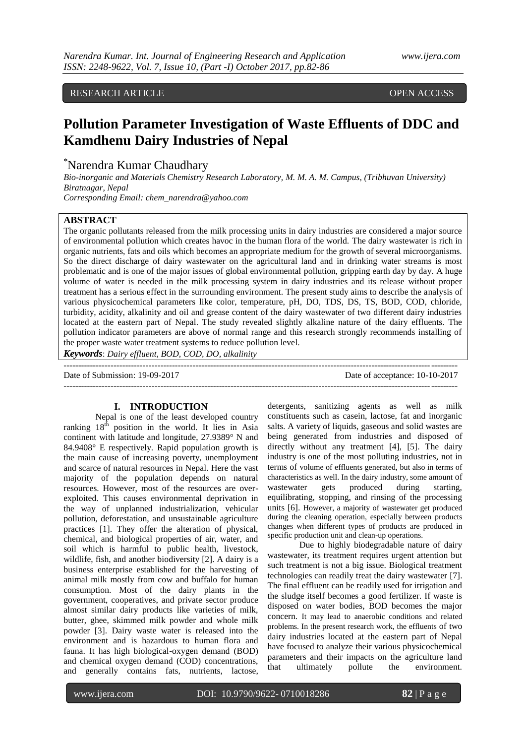RESEARCH ARTICLE OPEN ACCESS

# Pollution Parameter Investigation of Waste Effluents of DDC and Kamdhenu Dairy Industries of Nepal

*Narendra Kumar Chaudhary

*Bio-inorganic and Materials Chemistry Research Laboratory, M. M. A. M. Campus, (Tribhuvan University) Biratnagar, Nepal*
*Corresponding Email: chem_narendra@yahoo.com*

## ABSTRACT

The organic pollutants released from the milk processing units in dairy industries are considered a major source of environmental pollution which creates havoc in the human flora of the world. The dairy wastewater is rich in organic nutrients, fats and oils which becomes an appropriate medium for the growth of several microorganisms. So the direct discharge of dairy wastewater on the agricultural land and in drinking water streams is most problematic and is one of the major issues of global environmental pollution, gripping earth day by day. A huge volume of water is needed in the milk processing system in dairy industries and its release without proper treatment has a serious effect in the surrounding environment. The present study aims to describe the analysis of various physicochemical parameters like color, temperature, pH, DO, TDS, DS, TS, BOD, COD, chloride, turbidity, acidity, alkalinity and oil and grease content of the dairy wastewater of two different dairy industries located at the eastern part of Nepal. The study revealed slightly alkaline nature of the dairy effluents. The pollution indicator parameters are above of normal range and this research strongly recommends installing of the proper waste water treatment systems to reduce pollution level.

***Keywords***: *Dairy effluent, BOD, COD, DO, alkalinity*

Date of Submission: 19-09-2017 Date of acceptance: 10-10-2017

## I. INTRODUCTION

Nepal is one of the least developed country ranking 18th position in the world. It lies in Asia continent with latitude and longitude, 27.9389° N and 84.9408° E respectively. Rapid population growth is the main cause of increasing poverty, unemployment and scarce of natural resources in Nepal. Here the vast majority of the population depends on natural resources. However, most of the resources are over-exploited. This causes environmental deprivation in the way of unplanned industrialization, vehicular pollution, deforestation, and unsustainable agriculture practices [1]. They offer the alteration of physical, chemical, and biological properties of air, water, and soil which is harmful to public health, livestock, wildlife, fish, and another biodiversity [2]. A dairy is a business enterprise established for the harvesting of animal milk mostly from cow and buffalo for human consumption. Most of the dairy plants in the government, cooperatives, and private sector produce almost similar dairy products like varieties of milk, butter, ghee, skimmed milk powder and whole milk powder [3]. Dairy waste water is released into the environment and is hazardous to human flora and fauna. It has high biological-oxygen demand (BOD) and chemical oxygen demand (COD) concentrations, and generally contains fats, nutrients, lactose, detergents, sanitizing agents as well as milk constituents such as casein, lactose, fat and inorganic salts. A variety of liquids, gaseous and solid wastes are being generated from industries and disposed of directly without any treatment [4], [5]. The dairy industry is one of the most polluting industries, not in terms of volume of effluents generated, but also in terms of characteristics as well. In the dairy industry, some amount of wastewater gets produced during starting, equilibrating, stopping, and rinsing of the processing units [6]. However, a majority of wastewater get produced during the cleaning operation, especially between products changes when different types of products are produced in specific production unit and clean-up operations.

Due to highly biodegradable nature of dairy wastewater, its treatment requires urgent attention but such treatment is not a big issue. Biological treatment technologies can readily treat the dairy wastewater [7]. The final effluent can be readily used for irrigation and the sludge itself becomes a good fertilizer. If waste is disposed on water bodies, BOD becomes the major concern. It may lead to anaerobic conditions and related problems. In the present research work, the effluents of two dairy industries located at the eastern part of Nepal have focused to analyze their various physicochemical parameters and their impacts on the agriculture land that ultimately pollute the environment.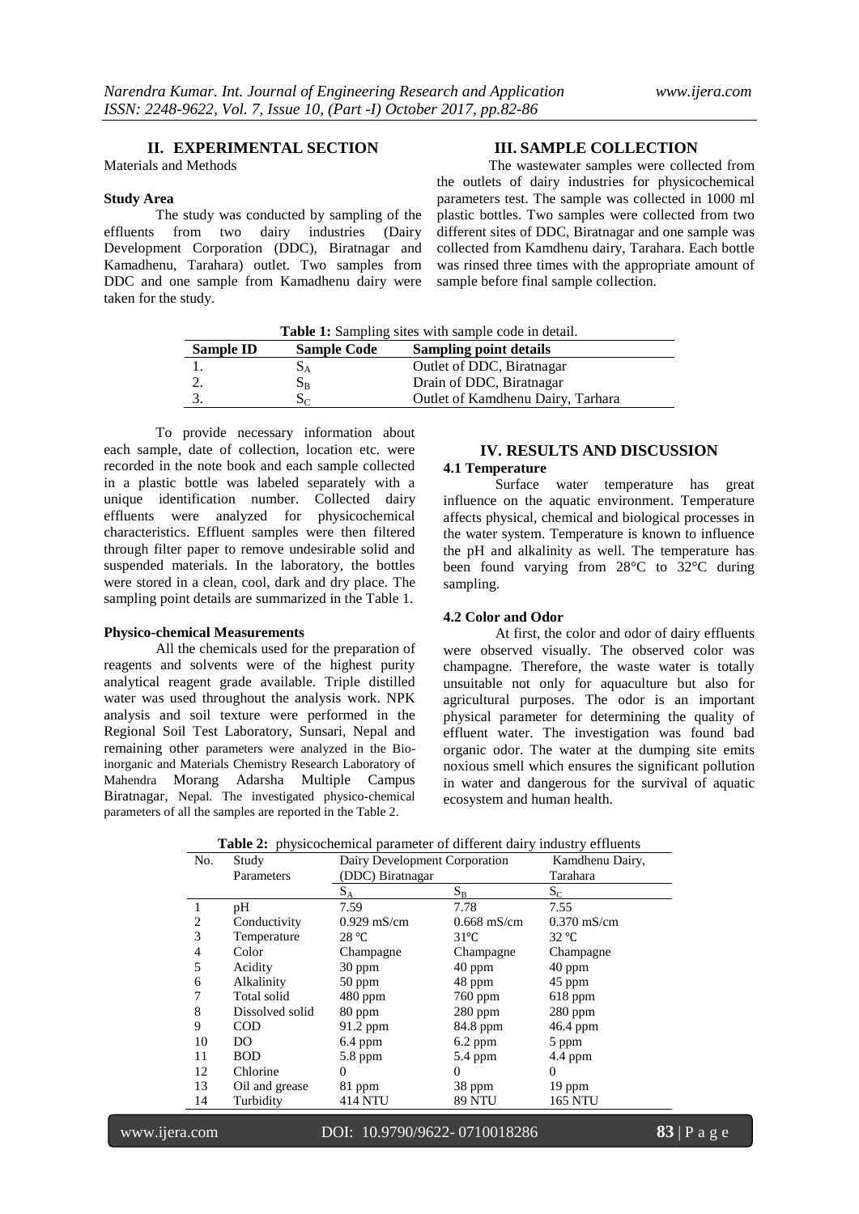## II. EXPERIMENTAL SECTION

Materials and Methods

**Study Area**

The study was conducted by sampling of the effluents from two dairy industries (Dairy Development Corporation (DDC), Biratnagar and Kamadhenu, Tarahara) outlet. Two samples from DDC and one sample from Kamadhenu dairy were taken for the study.

## III. SAMPLE COLLECTION

The wastewater samples were collected from the outlets of dairy industries for physicochemical parameters test. The sample was collected in 1000 ml plastic bottles. Two samples were collected from two different sites of DDC, Biratnagar and one sample was collected from Kamdhenu dairy, Tarahara. Each bottle was rinsed three times with the appropriate amount of sample before final sample collection.

**Table 1:** Sampling sites with sample code in detail.

| Sample ID | Sample Code | Sampling point details |
|---|---|---|
| 1. | $S_A$ | Outlet of DDC, Biratnagar |
| 2. | $S_B$ | Drain of DDC, Biratnagar |
| 3. | $S_C$ | Outlet of Kamdhenu Dairy, Tarhara |

To provide necessary information about each sample, date of collection, location etc. were recorded in the note book and each sample collected in a plastic bottle was labeled separately with a unique identification number. Collected dairy effluents were analyzed for physicochemical characteristics. Effluent samples were then filtered through filter paper to remove undesirable solid and suspended materials. In the laboratory, the bottles were stored in a clean, cool, dark and dry place. The sampling point details are summarized in the Table 1.

**Physico-chemical Measurements**

All the chemicals used for the preparation of reagents and solvents were of the highest purity analytical reagent grade available. Triple distilled water was used throughout the analysis work. NPK analysis and soil texture were performed in the Regional Soil Test Laboratory, Sunsari, Nepal and remaining other parameters were analyzed in the Bio-inorganic and Materials Chemistry Research Laboratory of Mahendra Morang Adarsha Multiple Campus Biratnagar, Nepal. The investigated physico-chemical parameters of all the samples are reported in the Table 2.

## IV. RESULTS AND DISCUSSION

### 4.1 Temperature

Surface water temperature has great influence on the aquatic environment. Temperature affects physical, chemical and biological processes in the water system. Temperature is known to influence the pH and alkalinity as well. The temperature has been found varying from 28°C to 32°C during sampling.

### 4.2 Color and Odor

At first, the color and odor of dairy effluents were observed visually. The observed color was champagne. Therefore, the waste water is totally unsuitable not only for aquaculture but also for agricultural purposes. The odor is an important physical parameter for determining the quality of effluent water. The investigation was found bad organic odor. The water at the dumping site emits noxious smell which ensures the significant pollution in water and dangerous for the survival of aquatic ecosystem and human health.

**Table 2:** physicochemical parameter of different dairy industry effluents

| No. | Study Parameters | Dairy Development Corporation (DDC) Biratnagar | | Kamdhenu Dairy, Tarahara |
|---|---|---|---|---|
| | | $S_A$ | $S_B$ | $S_C$ |
| 1 | pH | 7.59 | 7.78 | 7.55 |
| 2 | Conductivity | 0.929 mS/cm | 0.668 mS/cm | 0.370 mS/cm |
| 3 | Temperature | 28 ℃ | 31℃ | 32 ℃ |
| 4 | Color | Champagne | Champagne | Champagne |
| 5 | Acidity | 30 ppm | 40 ppm | 40 ppm |
| 6 | Alkalinity | 50 ppm | 48 ppm | 45 ppm |
| 7 | Total solid | 480 ppm | 760 ppm | 618 ppm |
| 8 | Dissolved solid | 80 ppm | 280 ppm | 280 ppm |
| 9 | COD | 91.2 ppm | 84.8 ppm | 46.4 ppm |
| 10 | DO | 6.4 ppm | 6.2 ppm | 5 ppm |
| 11 | BOD | 5.8 ppm | 5.4 ppm | 4.4 ppm |
| 12 | Chlorine | 0 | 0 | 0 |
| 13 | Oil and grease | 81 ppm | 38 ppm | 19 ppm |
| 14 | Turbidity | 414 NTU | 89 NTU | 165 NTU |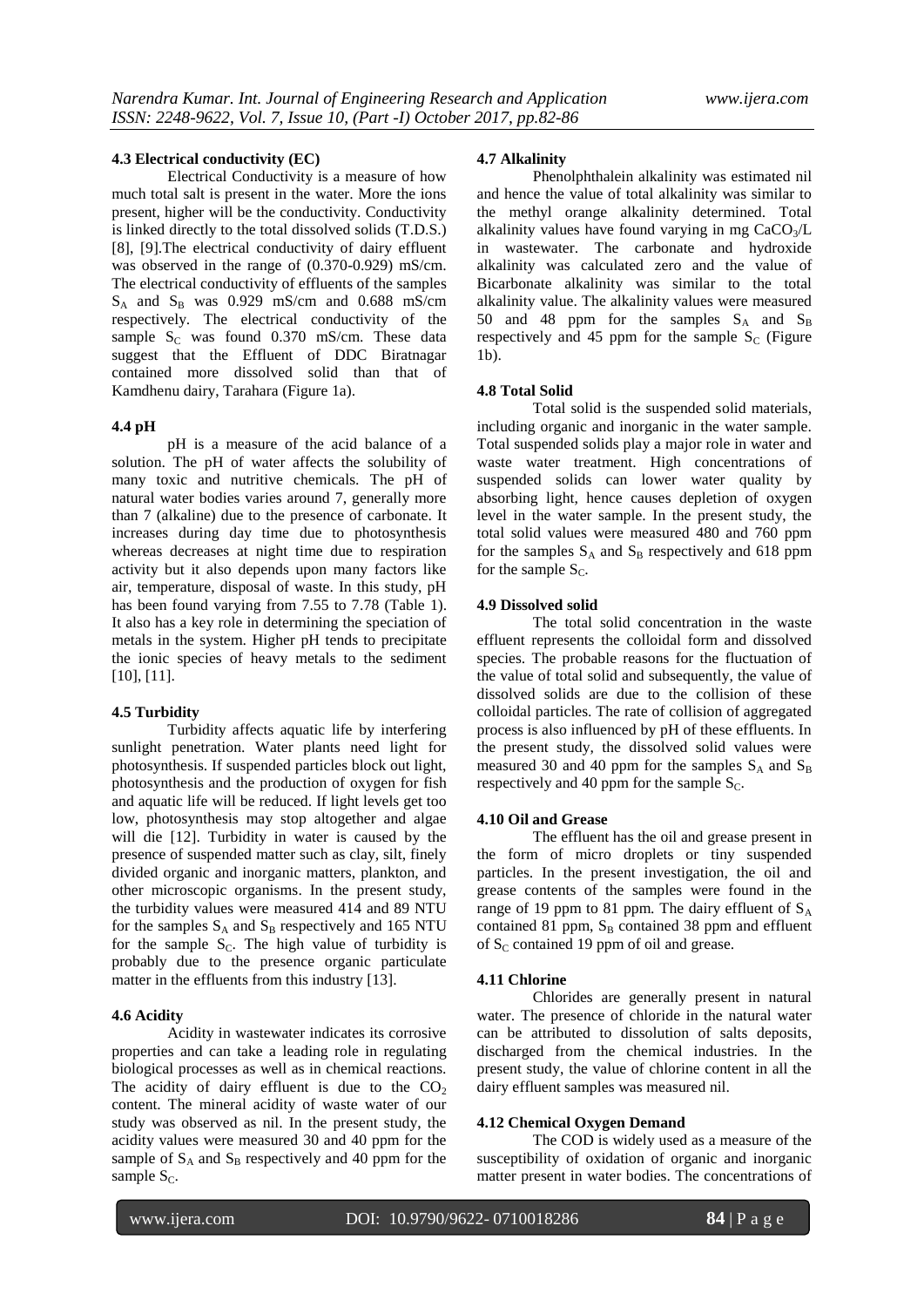### 4.3 Electrical conductivity (EC)

Electrical Conductivity is a measure of how much total salt is present in the water. More the ions present, higher will be the conductivity. Conductivity is linked directly to the total dissolved solids (T.D.S.) [8], [9].The electrical conductivity of dairy effluent was observed in the range of (0.370-0.929) mS/cm. The electrical conductivity of effluents of the samples $S_A$ and $S_B$ was 0.929 mS/cm and 0.688 mS/cm respectively. The electrical conductivity of the sample $S_C$ was found 0.370 mS/cm. These data suggest that the Effluent of DDC Biratnagar contained more dissolved solid than that of Kamdhenu dairy, Tarahara (Figure 1a).

### 4.4 pH

pH is a measure of the acid balance of a solution. The pH of water affects the solubility of many toxic and nutritive chemicals. The pH of natural water bodies varies around 7, generally more than 7 (alkaline) due to the presence of carbonate. It increases during day time due to photosynthesis whereas decreases at night time due to respiration activity but it also depends upon many factors like air, temperature, disposal of waste. In this study, pH has been found varying from 7.55 to 7.78 (Table 1). It also has a key role in determining the speciation of metals in the system. Higher pH tends to precipitate the ionic species of heavy metals to the sediment [10], [11].

### 4.5 Turbidity

Turbidity affects aquatic life by interfering sunlight penetration. Water plants need light for photosynthesis. If suspended particles block out light, photosynthesis and the production of oxygen for fish and aquatic life will be reduced. If light levels get too low, photosynthesis may stop altogether and algae will die [12]. Turbidity in water is caused by the presence of suspended matter such as clay, silt, finely divided organic and inorganic matters, plankton, and other microscopic organisms. In the present study, the turbidity values were measured 414 and 89 NTU for the samples $S_A$ and $S_B$ respectively and 165 NTU for the sample $S_C$. The high value of turbidity is probably due to the presence organic particulate matter in the effluents from this industry [13].

### 4.6 Acidity

Acidity in wastewater indicates its corrosive properties and can take a leading role in regulating biological processes as well as in chemical reactions. The acidity of dairy effluent is due to the $CO_2$ content. The mineral acidity of waste water of our study was observed as nil. In the present study, the acidity values were measured 30 and 40 ppm for the sample of $S_A$ and $S_B$ respectively and 40 ppm for the sample $S_C$.

### 4.7 Alkalinity

Phenolphthalein alkalinity was estimated nil and hence the value of total alkalinity was similar to the methyl orange alkalinity determined. Total alkalinity values have found varying in mg $CaCO_3$/L in wastewater. The carbonate and hydroxide alkalinity was calculated zero and the value of Bicarbonate alkalinity was similar to the total alkalinity value. The alkalinity values were measured 50 and 48 ppm for the samples $S_A$ and $S_B$ respectively and 45 ppm for the sample $S_C$ (Figure 1b).

### 4.8 Total Solid

Total solid is the suspended solid materials, including organic and inorganic in the water sample. Total suspended solids play a major role in water and waste water treatment. High concentrations of suspended solids can lower water quality by absorbing light, hence causes depletion of oxygen level in the water sample. In the present study, the total solid values were measured 480 and 760 ppm for the samples $S_A$ and $S_B$ respectively and 618 ppm for the sample $S_C$.

### 4.9 Dissolved solid

The total solid concentration in the waste effluent represents the colloidal form and dissolved species. The probable reasons for the fluctuation of the value of total solid and subsequently, the value of dissolved solids are due to the collision of these colloidal particles. The rate of collision of aggregated process is also influenced by pH of these effluents. In the present study, the dissolved solid values were measured 30 and 40 ppm for the samples $S_A$ and $S_B$ respectively and 40 ppm for the sample $S_C$.

### 4.10 Oil and Grease

The effluent has the oil and grease present in the form of micro droplets or tiny suspended particles. In the present investigation, the oil and grease contents of the samples were found in the range of 19 ppm to 81 ppm. The dairy effluent of $S_A$ contained 81 ppm, $S_B$ contained 38 ppm and effluent of $S_C$ contained 19 ppm of oil and grease.

### 4.11 Chlorine

Chlorides are generally present in natural water. The presence of chloride in the natural water can be attributed to dissolution of salts deposits, discharged from the chemical industries. In the present study, the value of chlorine content in all the dairy effluent samples was measured nil.

### 4.12 Chemical Oxygen Demand

The COD is widely used as a measure of the susceptibility of oxidation of organic and inorganic matter present in water bodies. The concentrations of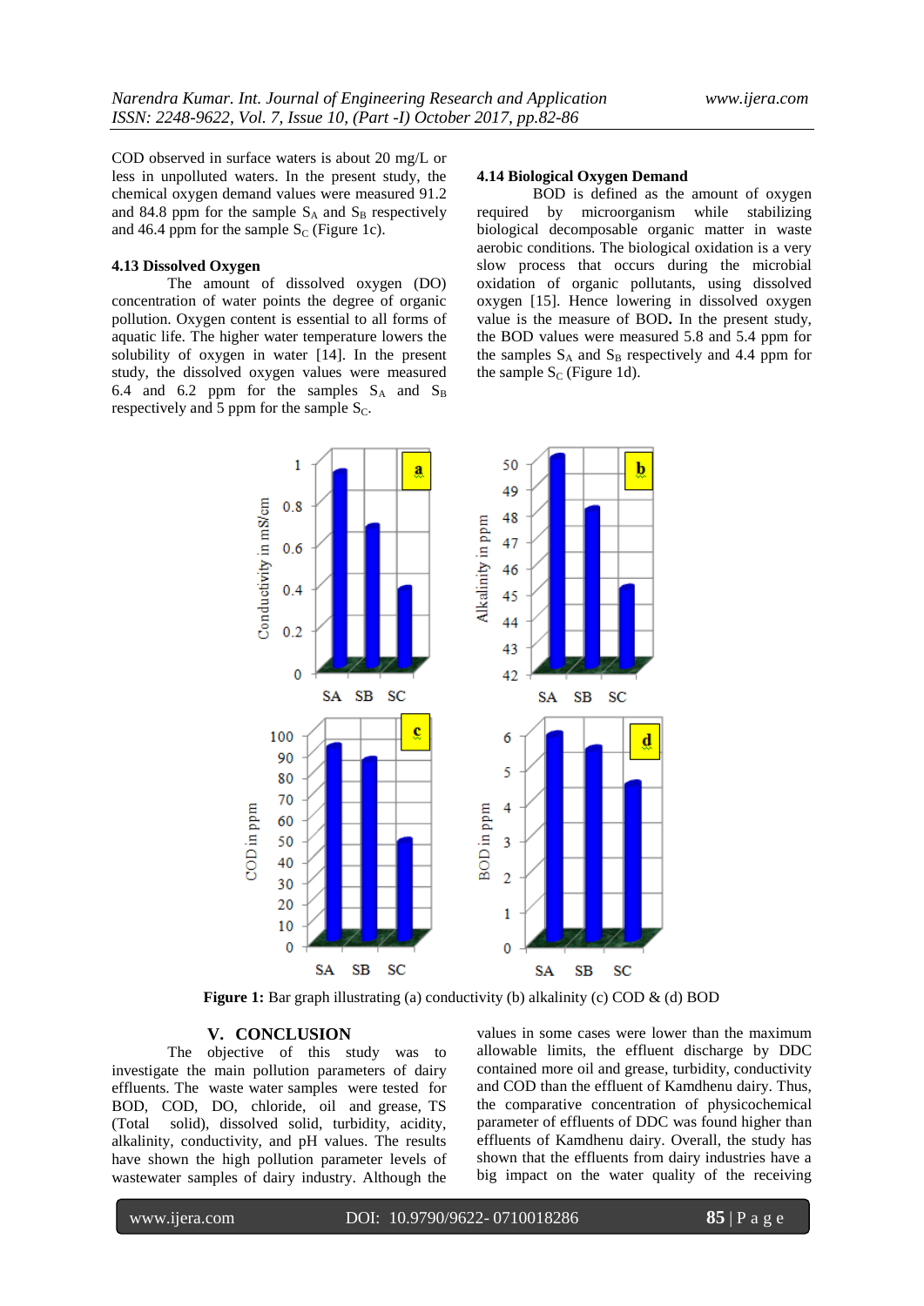COD observed in surface waters is about 20 mg/L or less in unpolluted waters. In the present study, the chemical oxygen demand values were measured 91.2 and 84.8 ppm for the sample $S_A$ and $S_B$ respectively and 46.4 ppm for the sample $S_C$ (Figure 1c).

### 4.13 Dissolved Oxygen

The amount of dissolved oxygen (DO) concentration of water points the degree of organic pollution. Oxygen content is essential to all forms of aquatic life. The higher water temperature lowers the solubility of oxygen in water [14]. In the present study, the dissolved oxygen values were measured 6.4 and 6.2 ppm for the samples $S_A$ and $S_B$ respectively and 5 ppm for the sample $S_C$.

### 4.14 Biological Oxygen Demand

BOD is defined as the amount of oxygen required by microorganism while stabilizing biological decomposable organic matter in waste aerobic conditions. The biological oxidation is a very slow process that occurs during the microbial oxidation of organic pollutants, using dissolved oxygen [15]. Hence lowering in dissolved oxygen value is the measure of BOD**.** In the present study, the BOD values were measured 5.8 and 5.4 ppm for the samples $S_A$ and $S_B$ respectively and 4.4 ppm for the sample $S_C$ (Figure 1d).

**Figure 1:** Bar graph illustrating (a) conductivity (b) alkalinity (c) COD & (d) BOD

## V. CONCLUSION

The objective of this study was to investigate the main pollution parameters of dairy effluents. The waste water samples were tested for BOD, COD, DO, chloride, oil and grease, TS (Total solid), dissolved solid, turbidity, acidity, alkalinity, conductivity, and pH values. The results have shown the high pollution parameter levels of wastewater samples of dairy industry. Although the values in some cases were lower than the maximum allowable limits, the effluent discharge by DDC contained more oil and grease, turbidity, conductivity and COD than the effluent of Kamdhenu dairy. Thus, the comparative concentration of physicochemical parameter of effluents of DDC was found higher than effluents of Kamdhenu dairy. Overall, the study has shown that the effluents from dairy industries have a big impact on the water quality of the receiving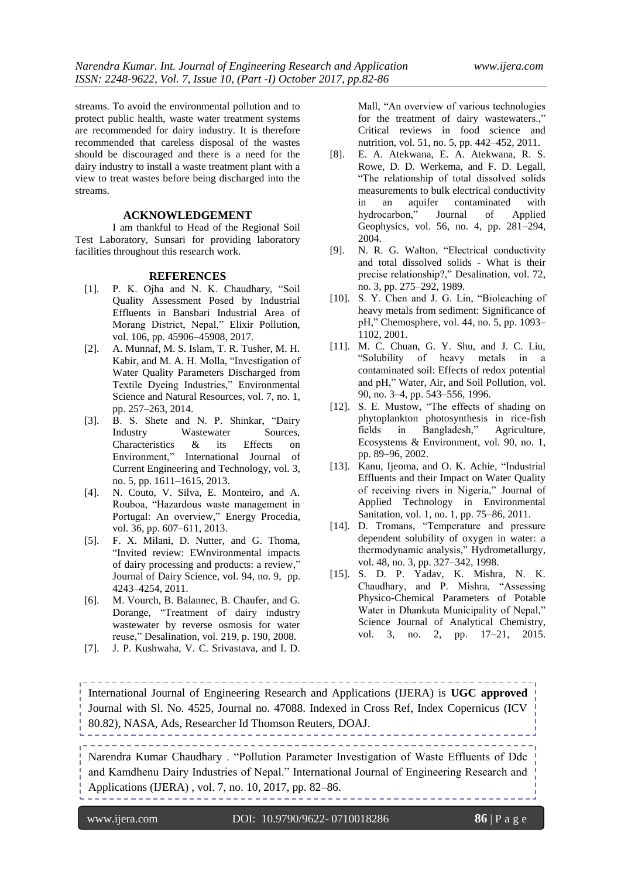streams. To avoid the environmental pollution and to protect public health, waste water treatment systems are recommended for dairy industry. It is therefore recommended that careless disposal of the wastes should be discouraged and there is a need for the dairy industry to install a waste treatment plant with a view to treat wastes before being discharged into the streams.

## ACKNOWLEDGEMENT

I am thankful to Head of the Regional Soil Test Laboratory, Sunsari for providing laboratory facilities throughout this research work.

## REFERENCES

[1]. P. K. Ojha and N. K. Chaudhary, "Soil Quality Assessment Posed by Industrial Effluents in Bansbari Industrial Area of Morang District, Nepal," Elixir Pollution, vol. 106, pp. 45906–45908, 2017.

[2]. A. Munnaf, M. S. Islam, T. R. Tusher, M. H. Kabir, and M. A. H. Molla, "Investigation of Water Quality Parameters Discharged from Textile Dyeing Industries," Environmental Science and Natural Resources, vol. 7, no. 1, pp. 257–263, 2014.

[3]. B. S. Shete and N. P. Shinkar, "Dairy Industry Wastewater Sources, Characteristics & its Effects on Environment," International Journal of Current Engineering and Technology, vol. 3, no. 5, pp. 1611–1615, 2013.

[4]. N. Couto, V. Silva, E. Monteiro, and A. Rouboa, "Hazardous waste management in Portugal: An overview," Energy Procedia, vol. 36, pp. 607–611, 2013.

[5]. F. X. Milani, D. Nutter, and G. Thoma, "Invited review: EWnvironmental impacts of dairy processing and products: a review," Journal of Dairy Science, vol. 94, no. 9, pp. 4243–4254, 2011.

[6]. M. Vourch, B. Balannec, B. Chaufer, and G. Dorange, "Treatment of dairy industry wastewater by reverse osmosis for water reuse," Desalination, vol. 219, p. 190, 2008.

[7]. J. P. Kushwaha, V. C. Srivastava, and I. D. Mall, "An overview of various technologies for the treatment of dairy wastewaters.," Critical reviews in food science and nutrition, vol. 51, no. 5, pp. 442–452, 2011.

[8]. E. A. Atekwana, E. A. Atekwana, R. S. Rowe, D. D. Werkema, and F. D. Legall, "The relationship of total dissolved solids measurements to bulk electrical conductivity in an aquifer contaminated with hydrocarbon," Journal of Applied Geophysics, vol. 56, no. 4, pp. 281–294, 2004.

[9]. N. R. G. Walton, "Electrical conductivity and total dissolved solids - What is their precise relationship?," Desalination, vol. 72, no. 3, pp. 275–292, 1989.

[10]. S. Y. Chen and J. G. Lin, "Bioleaching of heavy metals from sediment: Significance of pH," Chemosphere, vol. 44, no. 5, pp. 1093–1102, 2001.

[11]. M. C. Chuan, G. Y. Shu, and J. C. Liu, "Solubility of heavy metals in a contaminated soil: Effects of redox potential and pH," Water, Air, and Soil Pollution, vol. 90, no. 3–4, pp. 543–556, 1996.

[12]. S. E. Mustow, "The effects of shading on phytoplankton photosynthesis in rice-fish fields in Bangladesh," Agriculture, Ecosystems & Environment, vol. 90, no. 1, pp. 89–96, 2002.

[13]. Kanu, Ijeoma, and O. K. Achie, "Industrial Effluents and their Impact on Water Quality of receiving rivers in Nigeria," Journal of Applied Technology in Environmental Sanitation, vol. 1, no. 1, pp. 75–86, 2011.

[14]. D. Tromans, "Temperature and pressure dependent solubility of oxygen in water: a thermodynamic analysis," Hydrometallurgy, vol. 48, no. 3, pp. 327–342, 1998.

[15]. S. D. P. Yadav, K. Mishra, N. K. Chaudhary, and P. Mishra, "Assessing Physico-Chemical Parameters of Potable Water in Dhankuta Municipality of Nepal," Science Journal of Analytical Chemistry, vol. 3, no. 2, pp. 17–21, 2015.

International Journal of Engineering Research and Applications (IJERA) is **UGC approved** Journal with Sl. No. 4525, Journal no. 47088. Indexed in Cross Ref, Index Copernicus (ICV 80.82), NASA, Ads, Researcher Id Thomson Reuters, DOAJ.

Narendra Kumar Chaudhary . "Pollution Parameter Investigation of Waste Effluents of Ddc and Kamdhenu Dairy Industries of Nepal." International Journal of Engineering Research and Applications (IJERA) , vol. 7, no. 10, 2017, pp. 82–86.